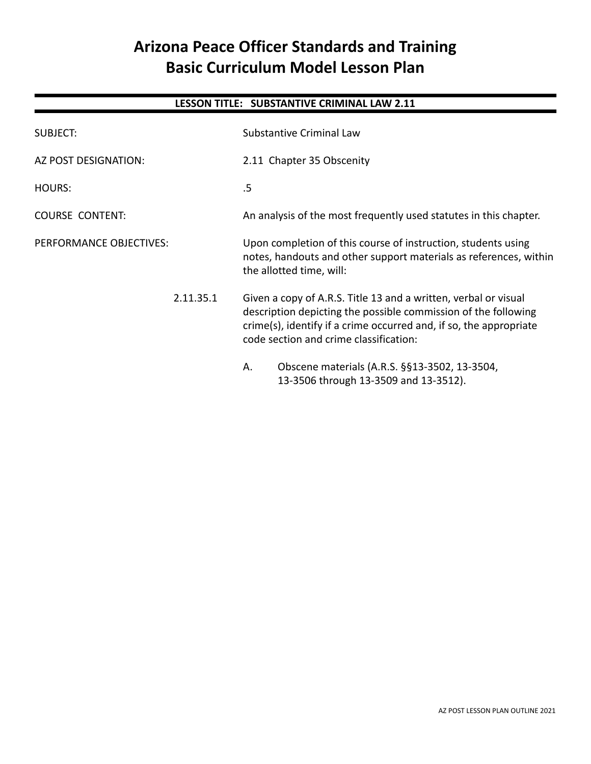# Arizona Peace Officer Standards and Training
# Basic Curriculum Model Lesson Plan

**LESSON TITLE: SUBSTANTIVE CRIMINAL LAW 2.11**

SUBJECT: Substantive Criminal Law

AZ POST DESIGNATION: 2.11 Chapter 35 Obscenity

HOURS: .5

COURSE CONTENT: An analysis of the most frequently used statutes in this chapter.

PERFORMANCE OBJECTIVES: Upon completion of this course of instruction, students using notes, handouts and other support materials as references, within the allotted time, will:

2.11.35.1 Given a copy of A.R.S. Title 13 and a written, verbal or visual description depicting the possible commission of the following crime(s), identify if a crime occurred and, if so, the appropriate code section and crime classification:

A. Obscene materials (A.R.S. §§13-3502, 13-3504, 13-3506 through 13-3509 and 13-3512).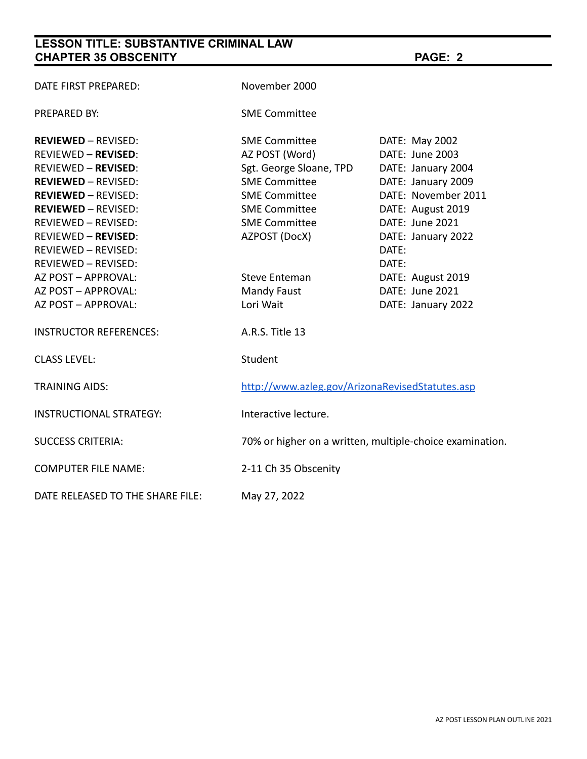| | | |
|---|---|---|
| DATE FIRST PREPARED: | November 2000 | |
| PREPARED BY: | SME Committee | |
| **REVIEWED** – REVISED: | SME Committee | DATE: May 2002 |
| REVIEWED – **REVISED**: | AZ POST (Word) | DATE: June 2003 |
| REVIEWED – **REVISED**: | Sgt. George Sloane, TPD | DATE: January 2004 |
| **REVIEWED** – REVISED: | SME Committee | DATE: January 2009 |
| **REVIEWED** – REVISED: | SME Committee | DATE: November 2011 |
| **REVIEWED** – REVISED: | SME Committee | DATE: August 2019 |
| REVIEWED – REVISED: | SME Committee | DATE: June 2021 |
| REVIEWED – **REVISED**: | AZPOST (DocX) | DATE: January 2022 |
| REVIEWED – REVISED: | | DATE: |
| REVIEWED – REVISED: | | DATE: |
| AZ POST – APPROVAL: | Steve Enteman | DATE: August 2019 |
| AZ POST – APPROVAL: | Mandy Faust | DATE: June 2021 |
| AZ POST – APPROVAL: | Lori Wait | DATE: January 2022 |
| INSTRUCTOR REFERENCES: | A.R.S. Title 13 | |
| CLASS LEVEL: | Student | |
| TRAINING AIDS: | [http://www.azleg.gov/ArizonaRevisedStatutes.asp](http://www.azleg.gov/ArizonaRevisedStatutes.asp) | |
| INSTRUCTIONAL STRATEGY: | Interactive lecture. | |
| SUCCESS CRITERIA: | 70% or higher on a written, multiple-choice examination. | |
| COMPUTER FILE NAME: | 2-11 Ch 35 Obscenity | |
| DATE RELEASED TO THE SHARE FILE: | May 27, 2022 | |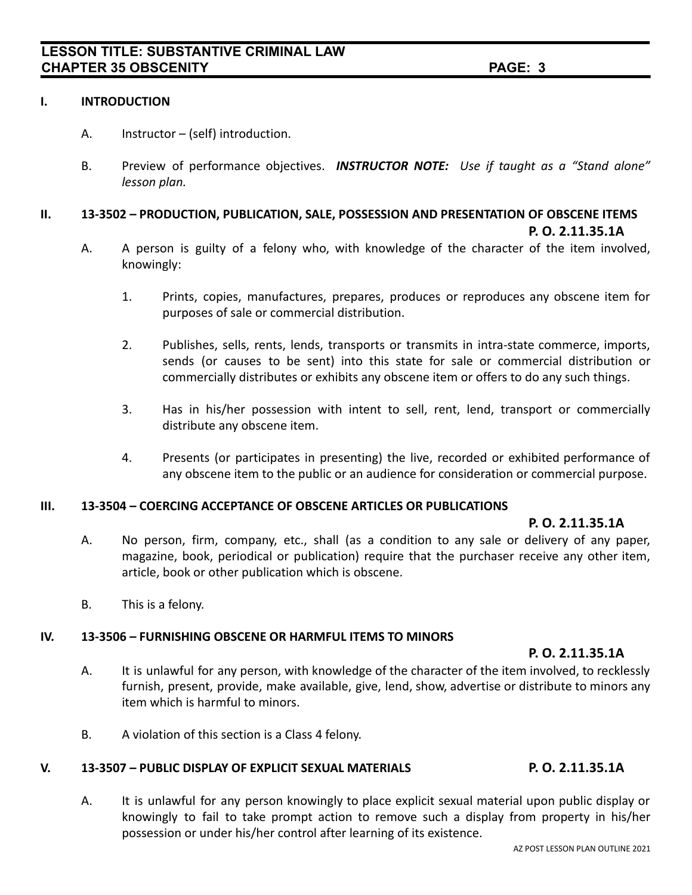## I. INTRODUCTION

A. Instructor – (self) introduction.

B. Preview of performance objectives. ***INSTRUCTOR NOTE:*** *Use if taught as a "Stand alone" lesson plan.*

## II. 13-3502 – PRODUCTION, PUBLICATION, SALE, POSSESSION AND PRESENTATION OF OBSCENE ITEMS

**P. O. 2.11.35.1A**

A. A person is guilty of a felony who, with knowledge of the character of the item involved, knowingly:

1. Prints, copies, manufactures, prepares, produces or reproduces any obscene item for purposes of sale or commercial distribution.

2. Publishes, sells, rents, lends, transports or transmits in intra-state commerce, imports, sends (or causes to be sent) into this state for sale or commercial distribution or commercially distributes or exhibits any obscene item or offers to do any such things.

3. Has in his/her possession with intent to sell, rent, lend, transport or commercially distribute any obscene item.

4. Presents (or participates in presenting) the live, recorded or exhibited performance of any obscene item to the public or an audience for consideration or commercial purpose.

## III. 13-3504 – COERCING ACCEPTANCE OF OBSCENE ARTICLES OR PUBLICATIONS

**P. O. 2.11.35.1A**

A. No person, firm, company, etc., shall (as a condition to any sale or delivery of any paper, magazine, book, periodical or publication) require that the purchaser receive any other item, article, book or other publication which is obscene.

B. This is a felony.

## IV. 13-3506 – FURNISHING OBSCENE OR HARMFUL ITEMS TO MINORS

**P. O. 2.11.35.1A**

A. It is unlawful for any person, with knowledge of the character of the item involved, to recklessly furnish, present, provide, make available, give, lend, show, advertise or distribute to minors any item which is harmful to minors.

B. A violation of this section is a Class 4 felony.

## V. 13-3507 – PUBLIC DISPLAY OF EXPLICIT SEXUAL MATERIALS **P. O. 2.11.35.1A**

A. It is unlawful for any person knowingly to place explicit sexual material upon public display or knowingly to fail to take prompt action to remove such a display from property in his/her possession or under his/her control after learning of its existence.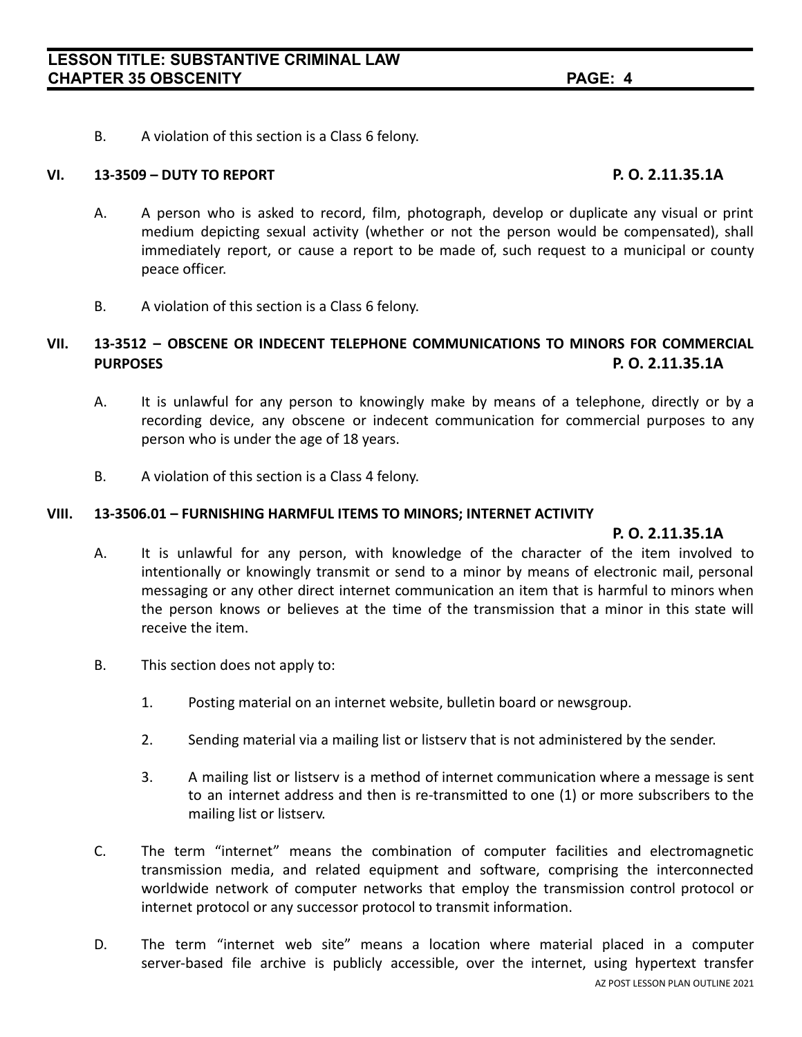B. A violation of this section is a Class 6 felony.

## VI. 13-3509 – DUTY TO REPORT **P. O. 2.11.35.1A**

A. A person who is asked to record, film, photograph, develop or duplicate any visual or print medium depicting sexual activity (whether or not the person would be compensated), shall immediately report, or cause a report to be made of, such request to a municipal or county peace officer.

B. A violation of this section is a Class 6 felony.

## VII. 13-3512 – OBSCENE OR INDECENT TELEPHONE COMMUNICATIONS TO MINORS FOR COMMERCIAL PURPOSES **P. O. 2.11.35.1A**

A. It is unlawful for any person to knowingly make by means of a telephone, directly or by a recording device, any obscene or indecent communication for commercial purposes to any person who is under the age of 18 years.

B. A violation of this section is a Class 4 felony.

## VIII. 13-3506.01 – FURNISHING HARMFUL ITEMS TO MINORS; INTERNET ACTIVITY **P. O. 2.11.35.1A**

A. It is unlawful for any person, with knowledge of the character of the item involved to intentionally or knowingly transmit or send to a minor by means of electronic mail, personal messaging or any other direct internet communication an item that is harmful to minors when the person knows or believes at the time of the transmission that a minor in this state will receive the item.

B. This section does not apply to:

1. Posting material on an internet website, bulletin board or newsgroup.

2. Sending material via a mailing list or listserv that is not administered by the sender.

3. A mailing list or listserv is a method of internet communication where a message is sent to an internet address and then is re-transmitted to one (1) or more subscribers to the mailing list or listserv.

C. The term "internet" means the combination of computer facilities and electromagnetic transmission media, and related equipment and software, comprising the interconnected worldwide network of computer networks that employ the transmission control protocol or internet protocol or any successor protocol to transmit information.

D. The term "internet web site" means a location where material placed in a computer server-based file archive is publicly accessible, over the internet, using hypertext transfer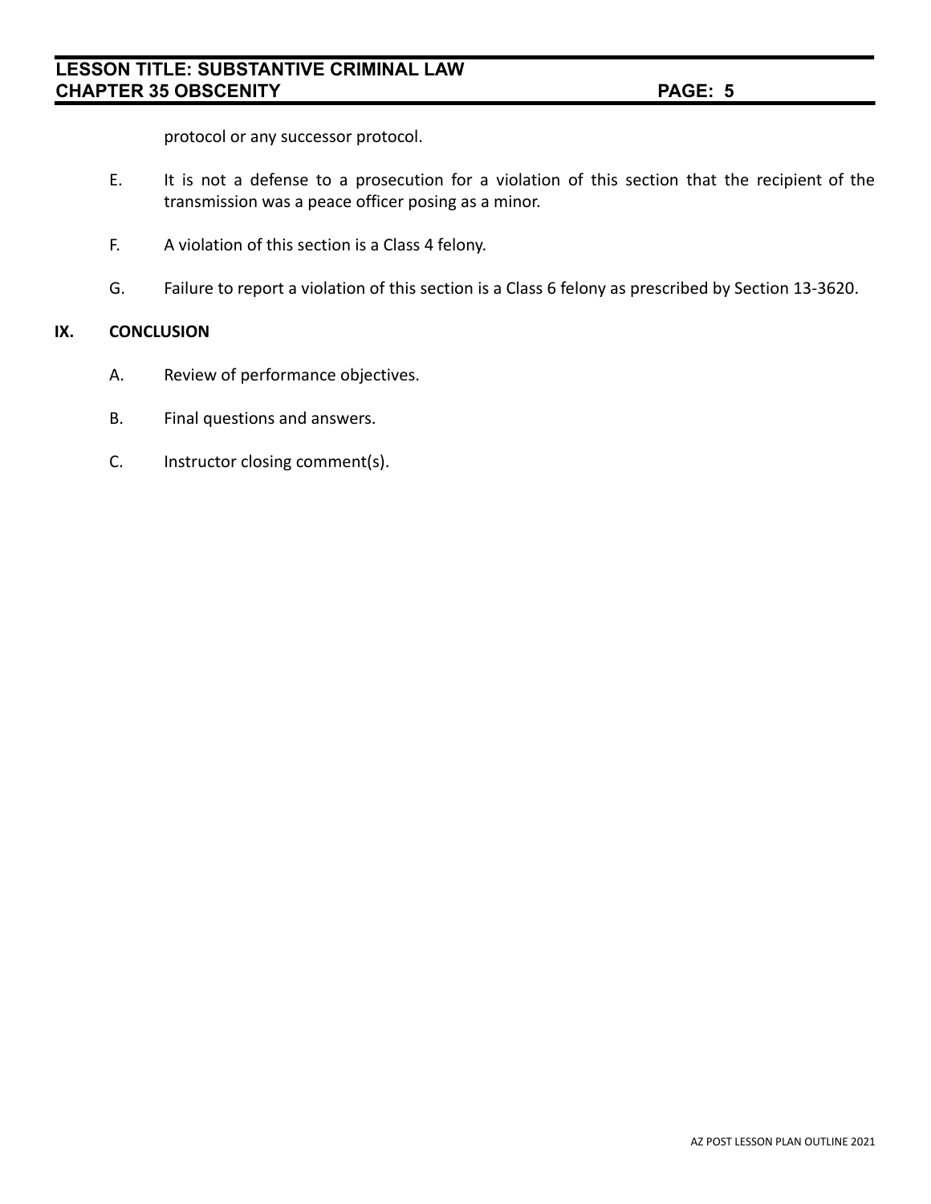protocol or any successor protocol.

E. It is not a defense to a prosecution for a violation of this section that the recipient of the transmission was a peace officer posing as a minor.

F. A violation of this section is a Class 4 felony.

G. Failure to report a violation of this section is a Class 6 felony as prescribed by Section 13-3620.

## IX. CONCLUSION

A. Review of performance objectives.

B. Final questions and answers.

C. Instructor closing comment(s).